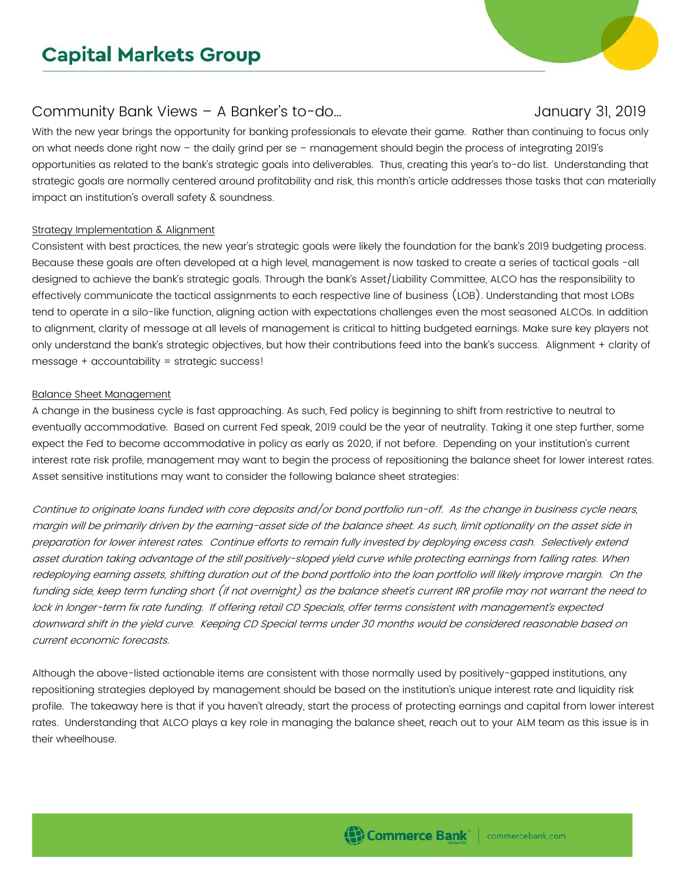# Capital Markets Group

## Community Bank Views – A Banker's to-do… January 31, 2019

With the new year brings the opportunity for banking professionals to elevate their game. Rather than continuing to focus only on what needs done right now – the daily grind per se – management should begin the process of integrating 2019's opportunities as related to the bank's strategic goals into deliverables. Thus, creating this year's to-do list. Understanding that strategic goals are normally centered around profitability and risk, this month's article addresses those tasks that can materially impact an institution's overall safety & soundness.

### Strategy Implementation & Alignment

Consistent with best practices, the new year's strategic goals were likely the foundation for the bank's 2019 budgeting process. Because these goals are often developed at a high level, management is now tasked to create a series of tactical goals -all designed to achieve the bank's strategic goals. Through the bank's Asset/Liability Committee, ALCO has the responsibility to effectively communicate the tactical assignments to each respective line of business (LOB). Understanding that most LOBs tend to operate in a silo-like function, aligning action with expectations challenges even the most seasoned ALCOs. In addition to alignment, clarity of message at all levels of management is critical to hitting budgeted earnings. Make sure key players not only understand the bank's strategic objectives, but how their contributions feed into the bank's success. Alignment + clarity of message + accountability = strategic success!

### Balance Sheet Management

A change in the business cycle is fast approaching. As such, Fed policy is beginning to shift from restrictive to neutral to eventually accommodative. Based on current Fed speak, 2019 could be the year of neutrality. Taking it one step further, some expect the Fed to become accommodative in policy as early as 2020, if not before. Depending on your institution's current interest rate risk profile, management may want to begin the process of repositioning the balance sheet for lower interest rates. Asset sensitive institutions may want to consider the following balance sheet strategies:

*Continue to originate loans funded with core deposits and/or bond portfolio run-off. As the change in business cycle nears, margin will be primarily driven by the earning-asset side of the balance sheet. As such, limit optionality on the asset side in preparation for lower interest rates. Continue efforts to remain fully invested by deploying excess cash. Selectively extend asset duration taking advantage of the still positively-sloped yield curve while protecting earnings from falling rates. When redeploying earning assets, shifting duration out of the bond portfolio into the loan portfolio will likely improve margin. On the funding side, keep term funding short (if not overnight) as the balance sheet's current IRR profile may not warrant the need to lock in longer-term fix rate funding. If offering retail CD Specials, offer terms consistent with management's expected downward shift in the yield curve. Keeping CD Special terms under 30 months would be considered reasonable based on current economic forecasts.*

Although the above-listed actionable items are consistent with those normally used by positively-gapped institutions, any repositioning strategies deployed by management should be based on the institution's unique interest rate and liquidity risk profile. The takeaway here is that if you haven't already, start the process of protecting earnings and capital from lower interest rates. Understanding that ALCO plays a key role in managing the balance sheet, reach out to your ALM team as this issue is in their wheelhouse.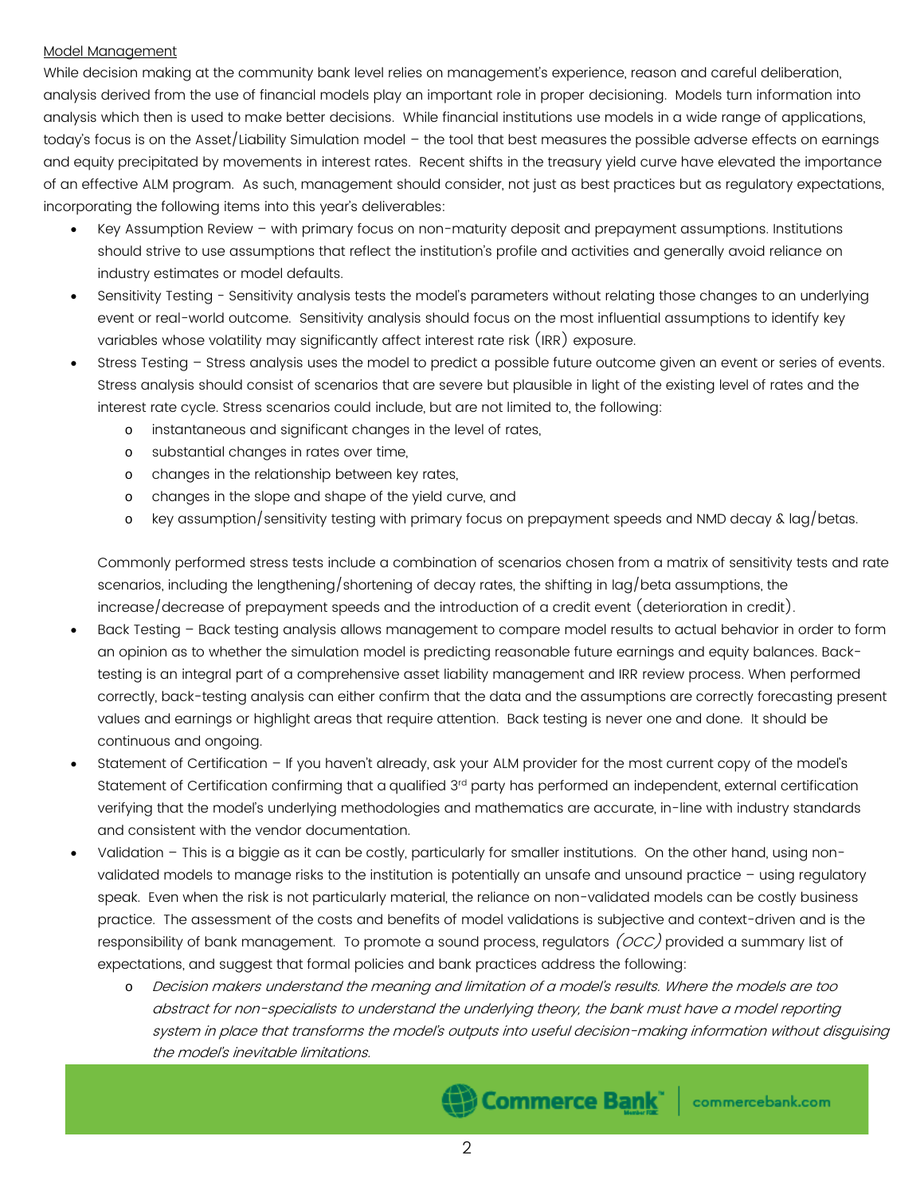Model Management

While decision making at the community bank level relies on management's experience, reason and careful deliberation, analysis derived from the use of financial models play an important role in proper decisioning. Models turn information into analysis which then is used to make better decisions. While financial institutions use models in a wide range of applications, today's focus is on the Asset/Liability Simulation model – the tool that best measures the possible adverse effects on earnings and equity precipitated by movements in interest rates. Recent shifts in the treasury yield curve have elevated the importance of an effective ALM program. As such, management should consider, not just as best practices but as regulatory expectations, incorporating the following items into this year's deliverables:

- Key Assumption Review – with primary focus on non-maturity deposit and prepayment assumptions. Institutions should strive to use assumptions that reflect the institution's profile and activities and generally avoid reliance on industry estimates or model defaults.
- Sensitivity Testing - Sensitivity analysis tests the model's parameters without relating those changes to an underlying event or real-world outcome. Sensitivity analysis should focus on the most influential assumptions to identify key variables whose volatility may significantly affect interest rate risk (IRR) exposure.
- Stress Testing – Stress analysis uses the model to predict a possible future outcome given an event or series of events. Stress analysis should consist of scenarios that are severe but plausible in light of the existing level of rates and the interest rate cycle. Stress scenarios could include, but are not limited to, the following:
  - instantaneous and significant changes in the level of rates,
  - substantial changes in rates over time,
  - changes in the relationship between key rates,
  - changes in the slope and shape of the yield curve, and
  - key assumption/sensitivity testing with primary focus on prepayment speeds and NMD decay & lag/betas.

  Commonly performed stress tests include a combination of scenarios chosen from a matrix of sensitivity tests and rate scenarios, including the lengthening/shortening of decay rates, the shifting in lag/beta assumptions, the increase/decrease of prepayment speeds and the introduction of a credit event (deterioration in credit).
- Back Testing – Back testing analysis allows management to compare model results to actual behavior in order to form an opinion as to whether the simulation model is predicting reasonable future earnings and equity balances. Back-testing is an integral part of a comprehensive asset liability management and IRR review process. When performed correctly, back-testing analysis can either confirm that the data and the assumptions are correctly forecasting present values and earnings or highlight areas that require attention. Back testing is never one and done. It should be continuous and ongoing.
- Statement of Certification – If you haven't already, ask your ALM provider for the most current copy of the model's Statement of Certification confirming that a qualified 3rd party has performed an independent, external certification verifying that the model's underlying methodologies and mathematics are accurate, in-line with industry standards and consistent with the vendor documentation.
- Validation – This is a biggie as it can be costly, particularly for smaller institutions. On the other hand, using non-validated models to manage risks to the institution is potentially an unsafe and unsound practice – using regulatory speak. Even when the risk is not particularly material, the reliance on non-validated models can be costly business practice. The assessment of the costs and benefits of model validations is subjective and context-driven and is the responsibility of bank management. To promote a sound process, regulators *(OCC)* provided a summary list of expectations, and suggest that formal policies and bank practices address the following:
  - *Decision makers understand the meaning and limitation of a model's results. Where the models are too abstract for non-specialists to understand the underlying theory, the bank must have a model reporting system in place that transforms the model's outputs into useful decision-making information without disguising the model's inevitable limitations.*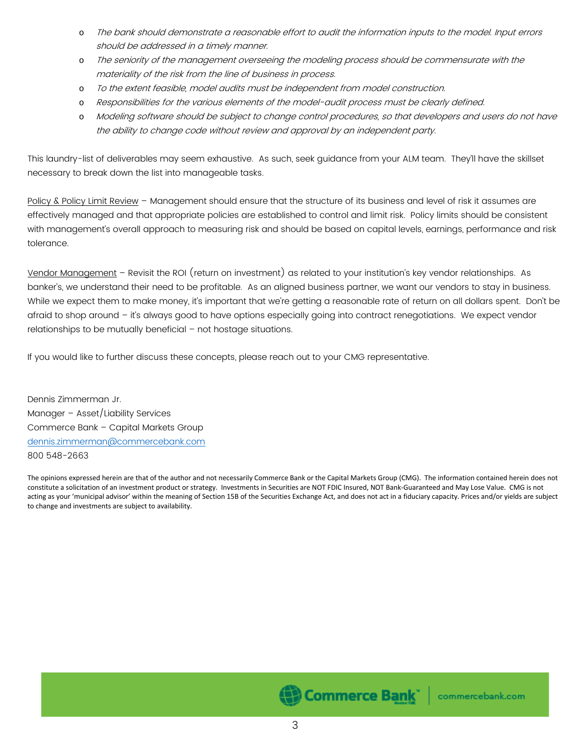- *The bank should demonstrate a reasonable effort to audit the information inputs to the model. Input errors should be addressed in a timely manner.*
- *The seniority of the management overseeing the modeling process should be commensurate with the materiality of the risk from the line of business in process.*
- *To the extent feasible, model audits must be independent from model construction.*
- *Responsibilities for the various elements of the model-audit process must be clearly defined.*
- *Modeling software should be subject to change control procedures, so that developers and users do not have the ability to change code without review and approval by an independent party.*

This laundry-list of deliverables may seem exhaustive. As such, seek guidance from your ALM team. They'll have the skillset necessary to break down the list into manageable tasks.

Policy & Policy Limit Review – Management should ensure that the structure of its business and level of risk it assumes are effectively managed and that appropriate policies are established to control and limit risk. Policy limits should be consistent with management's overall approach to measuring risk and should be based on capital levels, earnings, performance and risk tolerance.

Vendor Management – Revisit the ROI (return on investment) as related to your institution's key vendor relationships. As banker's, we understand their need to be profitable. As an aligned business partner, we want our vendors to stay in business. While we expect them to make money, it's important that we're getting a reasonable rate of return on all dollars spent. Don't be afraid to shop around – it's always good to have options especially going into contract renegotiations. We expect vendor relationships to be mutually beneficial – not hostage situations.

If you would like to further discuss these concepts, please reach out to your CMG representative.

Dennis Zimmerman Jr.
Manager – Asset/Liability Services
Commerce Bank – Capital Markets Group
dennis.zimmerman@commercebank.com
800 548-2663

The opinions expressed herein are that of the author and not necessarily Commerce Bank or the Capital Markets Group (CMG). The information contained herein does not constitute a solicitation of an investment product or strategy. Investments in Securities are NOT FDIC Insured, NOT Bank-Guaranteed and May Lose Value. CMG is not acting as your 'municipal advisor' within the meaning of Section 15B of the Securities Exchange Act, and does not act in a fiduciary capacity. Prices and/or yields are subject to change and investments are subject to availability.

Commerce Bank | commercebank.com